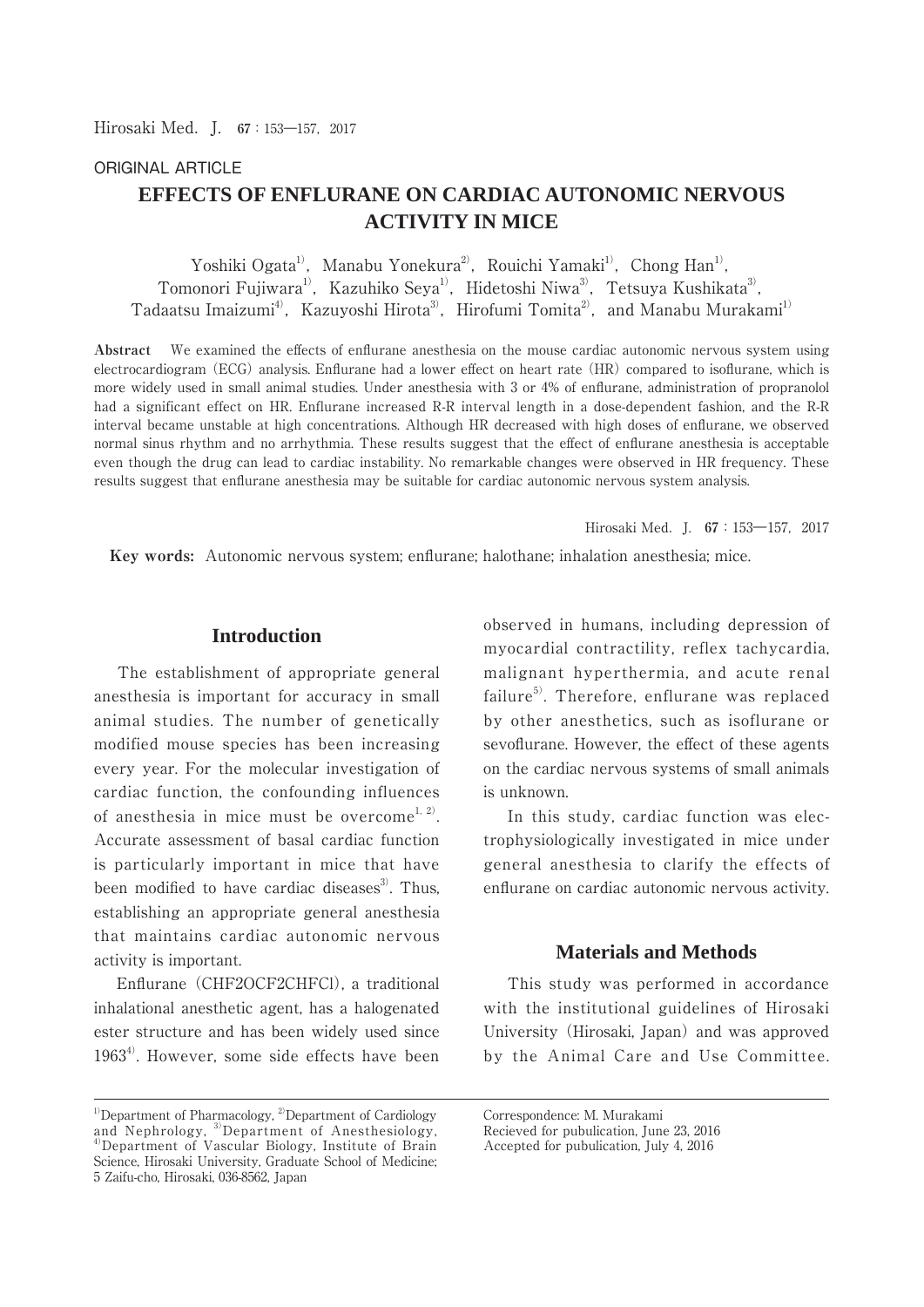ORIGINAL ARTICLE

# EFFECTS OF ENFLURANE ON CARDIAC AUTONOMIC NERVOUS ACTIVITY IN MICE

Yoshiki Ogata[1], Manabu Yonekura[2], Rouichi Yamaki[1], Chong Han[1], Tomonori Fujiwara[1], Kazuhiko Seya[1], Hidetoshi Niwa[3], Tetsuya Kushikata[3], Tadaatsu Imaizumi[4], Kazuyoshi Hirota[3], Hirofumi Tomita[2], and Manabu Murakami[1]

**Abstract** We examined the effects of enflurane anesthesia on the mouse cardiac autonomic nervous system using electrocardiogram (ECG) analysis. Enflurane had a lower effect on heart rate (HR) compared to isoflurane, which is more widely used in small animal studies. Under anesthesia with 3 or 4% of enflurane, administration of propranolol had a significant effect on HR. Enflurane increased R-R interval length in a dose-dependent fashion, and the R-R interval became unstable at high concentrations. Although HR decreased with high doses of enflurane, we observed normal sinus rhythm and no arrhythmia. These results suggest that the effect of enflurane anesthesia is acceptable even though the drug can lead to cardiac instability. No remarkable changes were observed in HR frequency. These results suggest that enflurane anesthesia may be suitable for cardiac autonomic nervous system analysis.

**Key words:** Autonomic nervous system; enflurane; halothane; inhalation anesthesia; mice.

## Introduction

The establishment of appropriate general anesthesia is important for accuracy in small animal studies. The number of genetically modified mouse species has been increasing every year. For the molecular investigation of cardiac function, the confounding influences of anesthesia in mice must be overcome[1, 2]. Accurate assessment of basal cardiac function is particularly important in mice that have been modified to have cardiac diseases[3]. Thus, establishing an appropriate general anesthesia that maintains cardiac autonomic nervous activity is important.

Enflurane ($CHF_2OCF_2CHFCl$), a traditional inhalational anesthetic agent, has a halogenated ester structure and has been widely used since 1963[4]. However, some side effects have been observed in humans, including depression of myocardial contractility, reflex tachycardia, malignant hyperthermia, and acute renal failure[5]. Therefore, enflurane was replaced by other anesthetics, such as isoflurane or sevoflurane. However, the effect of these agents on the cardiac nervous systems of small animals is unknown.

In this study, cardiac function was electrophysiologically investigated in mice under general anesthesia to clarify the effects of enflurane on cardiac autonomic nervous activity.

## Materials and Methods

This study was performed in accordance with the institutional guidelines of Hirosaki University (Hirosaki, Japan) and was approved by the Animal Care and Use Committee.

---

[1]Department of Pharmacology, [2]Department of Cardiology and Nephrology, [3]Department of Anesthesiology, [4]Department of Vascular Biology, Institute of Brain Science, Hirosaki University, Graduate School of Medicine; 5 Zaifu-cho, Hirosaki, 036-8562, Japan

Correspondence: M. Murakami
Recieved for pubulication, June 23, 2016
Accepted for pubulication, July 4, 2016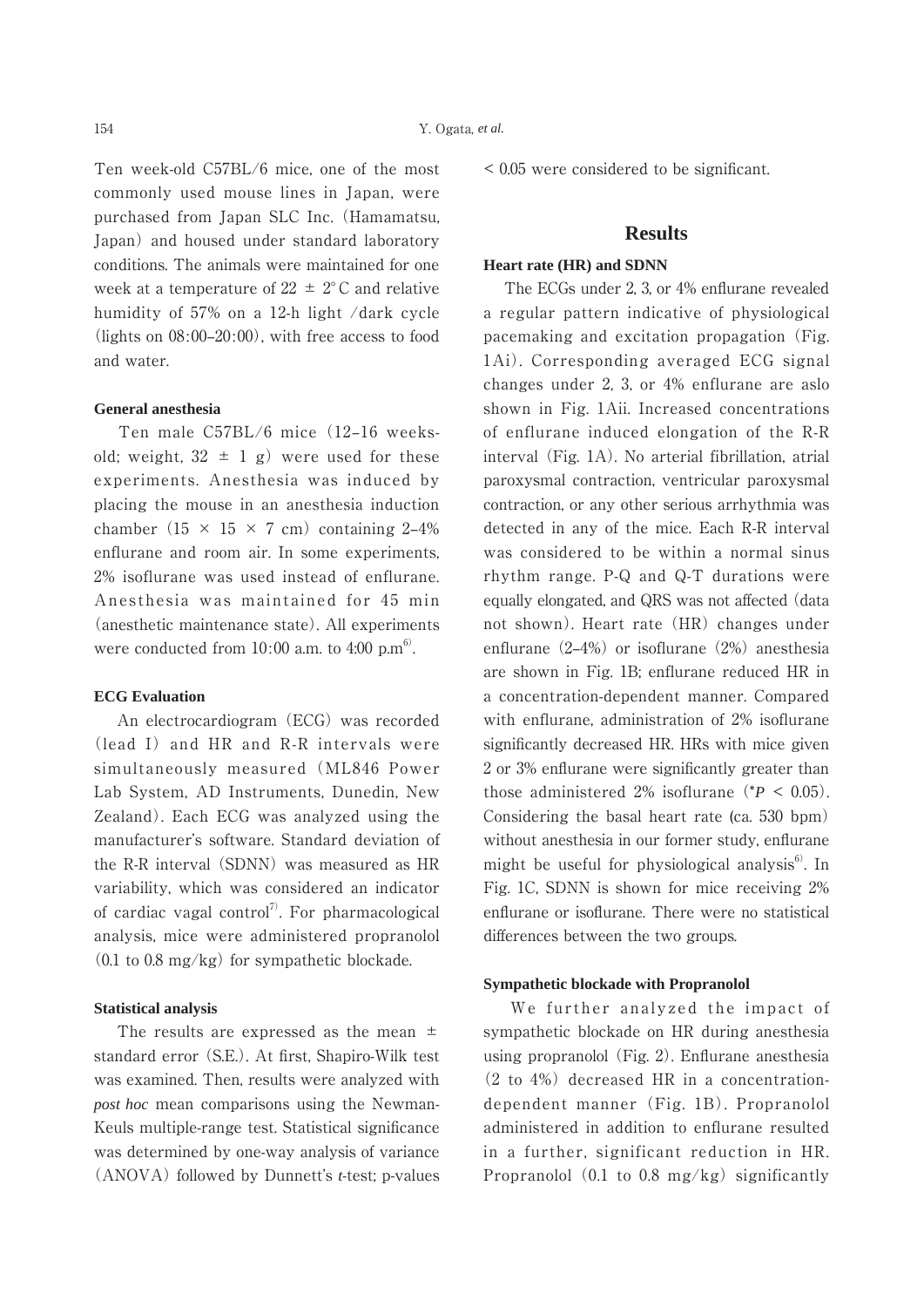Ten week-old C57BL/6 mice, one of the most commonly used mouse lines in Japan, were purchased from Japan SLC Inc. (Hamamatsu, Japan) and housed under standard laboratory conditions. The animals were maintained for one week at a temperature of $22 \pm 2°C$ and relative humidity of 57% on a 12-h light /dark cycle (lights on 08:00–20:00), with free access to food and water.

### General anesthesia

Ten male C57BL/6 mice (12–16 weeks-old; weight, $32 \pm 1$ g) were used for these experiments. Anesthesia was induced by placing the mouse in an anesthesia induction chamber ($15 \times 15 \times 7$ cm) containing 2–4% enflurane and room air. In some experiments, 2% isoflurane was used instead of enflurane. Anesthesia was maintained for 45 min (anesthetic maintenance state). All experiments were conducted from 10:00 a.m. to 4:00 p.m[6].

### ECG Evaluation

An electrocardiogram (ECG) was recorded (lead I) and HR and R-R intervals were simultaneously measured (ML846 Power Lab System, AD Instruments, Dunedin, New Zealand). Each ECG was analyzed using the manufacturer's software. Standard deviation of the R-R interval (SDNN) was measured as HR variability, which was considered an indicator of cardiac vagal control[7]. For pharmacological analysis, mice were administered propranolol (0.1 to 0.8 mg/kg) for sympathetic blockade.

### Statistical analysis

The results are expressed as the mean ± standard error (S.E.). At first, Shapiro-Wilk test was examined. Then, results were analyzed with *post hoc* mean comparisons using the Newman-Keuls multiple-range test. Statistical significance was determined by one-way analysis of variance (ANOVA) followed by Dunnett's *t*-test; p-values < 0.05 were considered to be significant.

## Results

### Heart rate (HR) and SDNN

The ECGs under 2, 3, or 4% enflurane revealed a regular pattern indicative of physiological pacemaking and excitation propagation (Fig. 1Ai). Corresponding averaged ECG signal changes under 2, 3, or 4% enflurane are aslo shown in Fig. 1Aii. Increased concentrations of enflurane induced elongation of the R-R interval (Fig. 1A). No arterial fibrillation, atrial paroxysmal contraction, ventricular paroxysmal contraction, or any other serious arrhythmia was detected in any of the mice. Each R-R interval was considered to be within a normal sinus rhythm range. P-Q and Q-T durations were equally elongated, and QRS was not affected (data not shown). Heart rate (HR) changes under enflurane (2–4%) or isoflurane (2%) anesthesia are shown in Fig. 1B; enflurane reduced HR in a concentration-dependent manner. Compared with enflurane, administration of 2% isoflurane significantly decreased HR. HRs with mice given 2 or 3% enflurane were significantly greater than those administered 2% isoflurane ($^*P < 0.05$). Considering the basal heart rate (ca. 530 bpm) without anesthesia in our former study, enflurane might be useful for physiological analysis[6]. In Fig. 1C, SDNN is shown for mice receiving 2% enflurane or isoflurane. There were no statistical differences between the two groups.

### Sympathetic blockade with Propranolol

We further analyzed the impact of sympathetic blockade on HR during anesthesia using propranolol (Fig. 2). Enflurane anesthesia (2 to 4%) decreased HR in a concentration-dependent manner (Fig. 1B). Propranolol administered in addition to enflurane resulted in a further, significant reduction in HR. Propranolol (0.1 to 0.8 mg/kg) significantly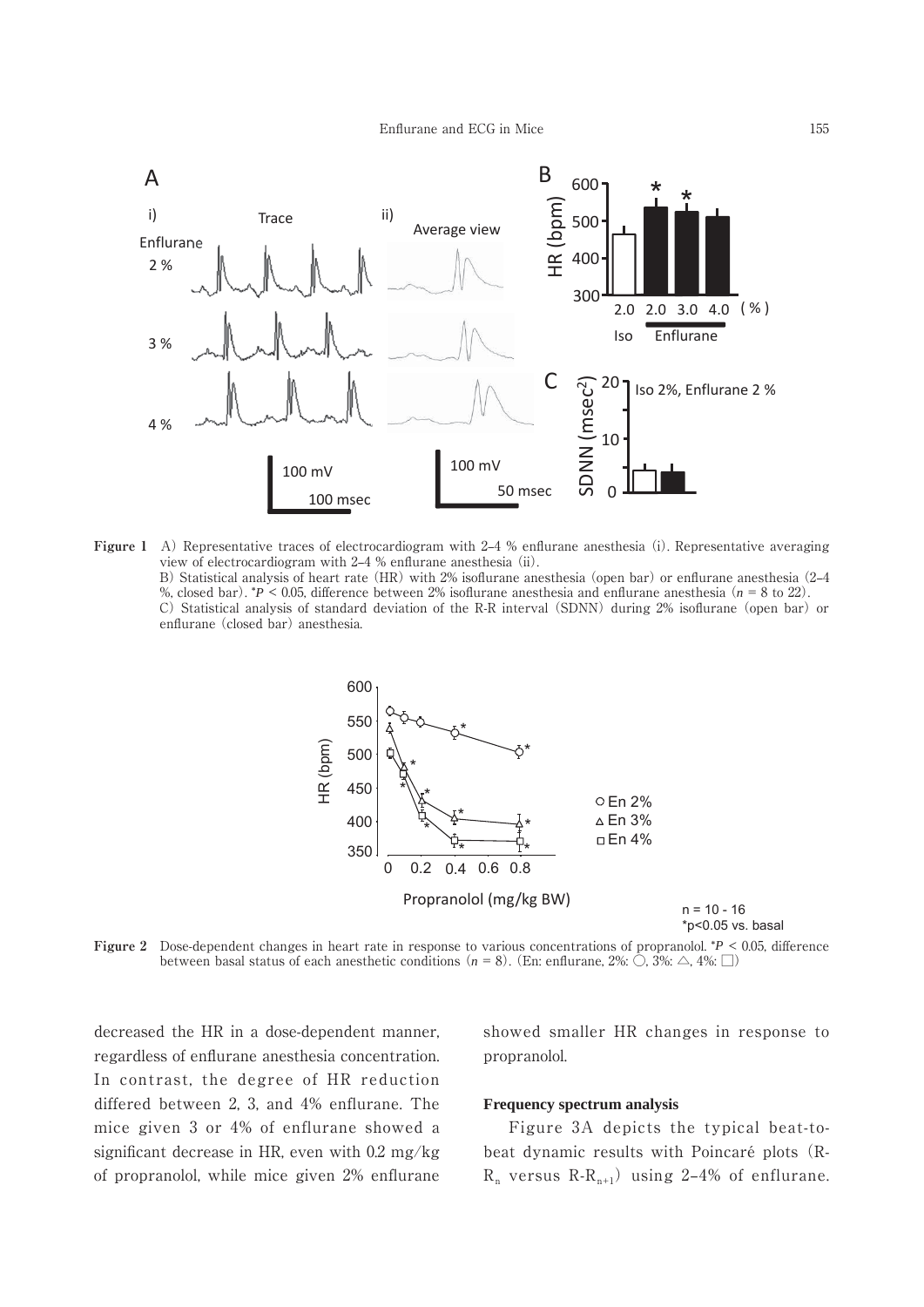**Figure 1** A) Representative traces of electrocardiogram with 2–4 % enflurane anesthesia (i). Representative averaging view of electrocardiogram with 2–4 % enflurane anesthesia (ii).
B) Statistical analysis of heart rate (HR) with 2% isoflurane anesthesia (open bar) or enflurane anesthesia (2–4 %, closed bar). \*$P < 0.05$, difference between 2% isoflurane anesthesia and enflurane anesthesia ($n$ = 8 to 22).
C) Statistical analysis of standard deviation of the R-R interval (SDNN) during 2% isoflurane (open bar) or enflurane (closed bar) anesthesia.

**Figure 2** Dose-dependent changes in heart rate in response to various concentrations of propranolol. \*$P < 0.05$, difference between basal status of each anesthetic conditions ($n$ = 8). (En: enflurane, 2%: ○, 3%: △, 4%: □)

decreased the HR in a dose-dependent manner, regardless of enflurane anesthesia concentration. In contrast, the degree of HR reduction differed between 2, 3, and 4% enflurane. The mice given 3 or 4% of enflurane showed a significant decrease in HR, even with 0.2 mg/kg of propranolol, while mice given 2% enflurane showed smaller HR changes in response to propranolol.

**Frequency spectrum analysis**

Figure 3A depicts the typical beat-to-beat dynamic results with Poincaré plots (R-$R_n$ versus R-$R_{n+1}$) using 2–4% of enflurane.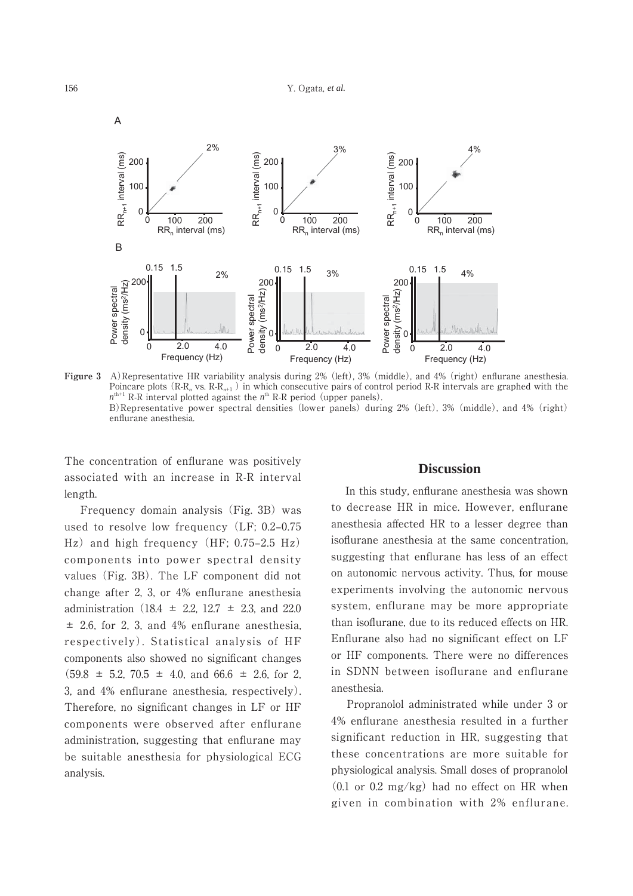**Figure 3** A) Representative HR variability analysis during 2% (left), 3% (middle), and 4% (right) enflurane anesthesia. Poincare plots (R-R$_n$ vs. R-R$_{n+1}$) in which consecutive pairs of control period R-R intervals are graphed with the $n^{th+1}$ R-R interval plotted against the $n^{th}$ R-R period (upper panels).
B) Representative power spectral densities (lower panels) during 2% (left), 3% (middle), and 4% (right) enflurane anesthesia.

The concentration of enflurane was positively associated with an increase in R-R interval length.

Frequency domain analysis (Fig. 3B) was used to resolve low frequency (LF; 0.2–0.75 Hz) and high frequency (HF; 0.75–2.5 Hz) components into power spectral density values (Fig. 3B). The LF component did not change after 2, 3, or 4% enflurane anesthesia administration (18.4 ± 2.2, 12.7 ± 2.3, and 22.0 ± 2.6, for 2, 3, and 4% enflurane anesthesia, respectively). Statistical analysis of HF components also showed no significant changes (59.8 ± 5.2, 70.5 ± 4.0, and 66.6 ± 2.6, for 2, 3, and 4% enflurane anesthesia, respectively). Therefore, no significant changes in LF or HF components were observed after enflurane administration, suggesting that enflurane may be suitable anesthesia for physiological ECG analysis.

## Discussion

In this study, enflurane anesthesia was shown to decrease HR in mice. However, enflurane anesthesia affected HR to a lesser degree than isoflurane anesthesia at the same concentration, suggesting that enflurane has less of an effect on autonomic nervous activity. Thus, for mouse experiments involving the autonomic nervous system, enflurane may be more appropriate than isoflurane, due to its reduced effects on HR. Enflurane also had no significant effect on LF or HF components. There were no differences in SDNN between isoflurane and enflurane anesthesia.

Propranolol administrated while under 3 or 4% enflurane anesthesia resulted in a further significant reduction in HR, suggesting that these concentrations are more suitable for physiological analysis. Small doses of propranolol (0.1 or 0.2 mg/kg) had no effect on HR when given in combination with 2% enflurane.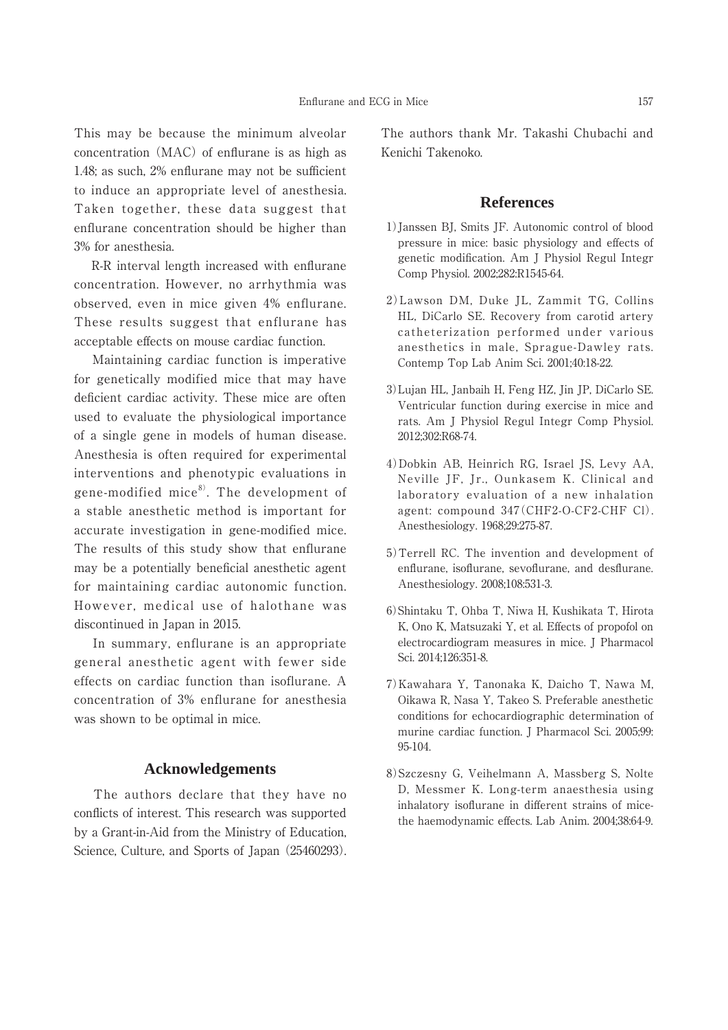This may be because the minimum alveolar concentration (MAC) of enflurane is as high as 1.48; as such, 2% enflurane may not be sufficient to induce an appropriate level of anesthesia. Taken together, these data suggest that enflurane concentration should be higher than 3% for anesthesia.

R-R interval length increased with enflurane concentration. However, no arrhythmia was observed, even in mice given 4% enflurane. These results suggest that enflurane has acceptable effects on mouse cardiac function.

Maintaining cardiac function is imperative for genetically modified mice that may have deficient cardiac activity. These mice are often used to evaluate the physiological importance of a single gene in models of human disease. Anesthesia is often required for experimental interventions and phenotypic evaluations in gene-modified mice[8]. The development of a stable anesthetic method is important for accurate investigation in gene-modified mice. The results of this study show that enflurane may be a potentially beneficial anesthetic agent for maintaining cardiac autonomic function. However, medical use of halothane was discontinued in Japan in 2015.

In summary, enflurane is an appropriate general anesthetic agent with fewer side effects on cardiac function than isoflurane. A concentration of 3% enflurane for anesthesia was shown to be optimal in mice.

## Acknowledgements

The authors declare that they have no conflicts of interest. This research was supported by a Grant-in-Aid from the Ministry of Education, Science, Culture, and Sports of Japan (25460293). The authors thank Mr. Takashi Chubachi and Kenichi Takenoko.

## References

1) Janssen BJ, Smits JF. Autonomic control of blood pressure in mice: basic physiology and effects of genetic modification. Am J Physiol Regul Integr Comp Physiol. 2002;282:R1545-64.

2) Lawson DM, Duke JL, Zammit TG, Collins HL, DiCarlo SE. Recovery from carotid artery catheterization performed under various anesthetics in male, Sprague-Dawley rats. Contemp Top Lab Anim Sci. 2001;40:18-22.

3) Lujan HL, Janbaih H, Feng HZ, Jin JP, DiCarlo SE. Ventricular function during exercise in mice and rats. Am J Physiol Regul Integr Comp Physiol. 2012;302:R68-74.

4) Dobkin AB, Heinrich RG, Israel JS, Levy AA, Neville JF, Jr., Ounkasem K. Clinical and laboratory evaluation of a new inhalation agent: compound 347 (CHF2-O-CF2-CHF Cl). Anesthesiology. 1968;29:275-87.

5) Terrell RC. The invention and development of enflurane, isoflurane, sevoflurane, and desflurane. Anesthesiology. 2008;108:531-3.

6) Shintaku T, Ohba T, Niwa H, Kushikata T, Hirota K, Ono K, Matsuzaki Y, et al. Effects of propofol on electrocardiogram measures in mice. J Pharmacol Sci. 2014;126:351-8.

7) Kawahara Y, Tanonaka K, Daicho T, Nawa M, Oikawa R, Nasa Y, Takeo S. Preferable anesthetic conditions for echocardiographic determination of murine cardiac function. J Pharmacol Sci. 2005;99:95-104.

8) Szczesny G, Veihelmann A, Massberg S, Nolte D, Messmer K. Long-term anaesthesia using inhalatory isoflurane in different strains of mice-the haemodynamic effects. Lab Anim. 2004;38:64-9.